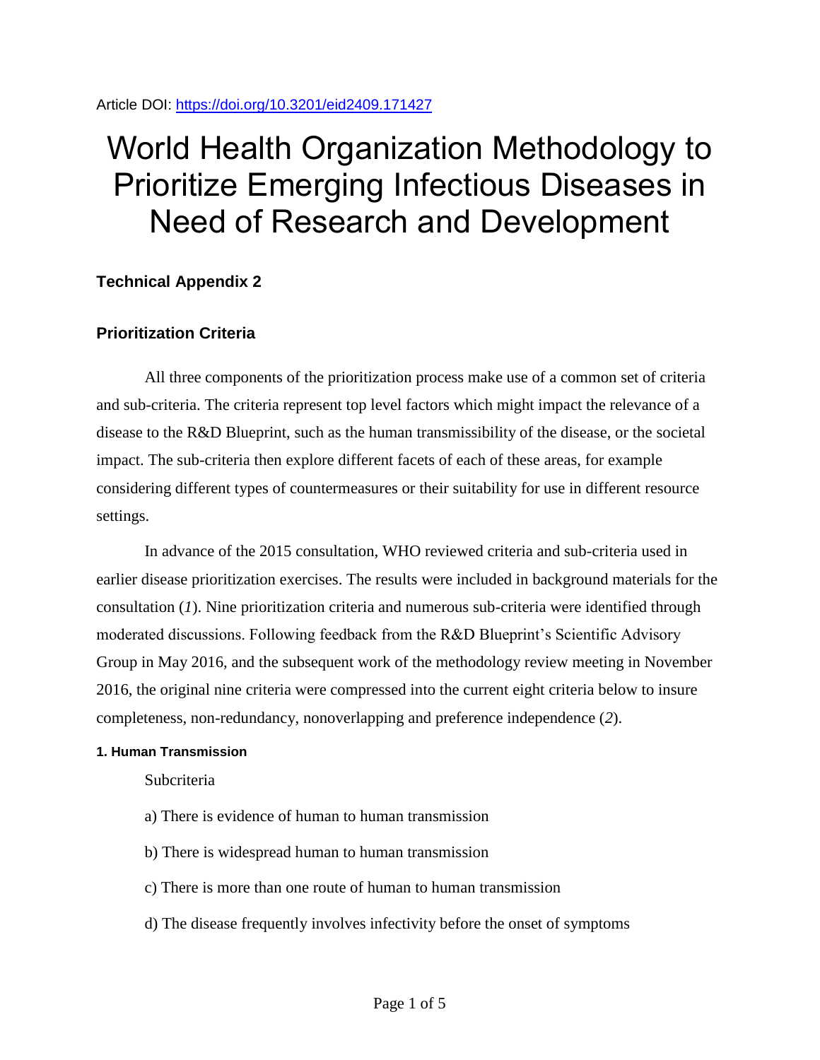Article DOI: https://doi.org/10.3201/eid2409.171427

# World Health Organization Methodology to Prioritize Emerging Infectious Diseases in Need of Research and Development

## Technical Appendix 2

## Prioritization Criteria

All three components of the prioritization process make use of a common set of criteria and sub-criteria. The criteria represent top level factors which might impact the relevance of a disease to the R&D Blueprint, such as the human transmissibility of the disease, or the societal impact. The sub-criteria then explore different facets of each of these areas, for example considering different types of countermeasures or their suitability for use in different resource settings.

In advance of the 2015 consultation, WHO reviewed criteria and sub-criteria used in earlier disease prioritization exercises. The results were included in background materials for the consultation (*1*). Nine prioritization criteria and numerous sub-criteria were identified through moderated discussions. Following feedback from the R&D Blueprint's Scientific Advisory Group in May 2016, and the subsequent work of the methodology review meeting in November 2016, the original nine criteria were compressed into the current eight criteria below to insure completeness, non-redundancy, nonoverlapping and preference independence (*2*).

#### 1. Human Transmission

Subcriteria

a) There is evidence of human to human transmission

b) There is widespread human to human transmission

c) There is more than one route of human to human transmission

d) The disease frequently involves infectivity before the onset of symptoms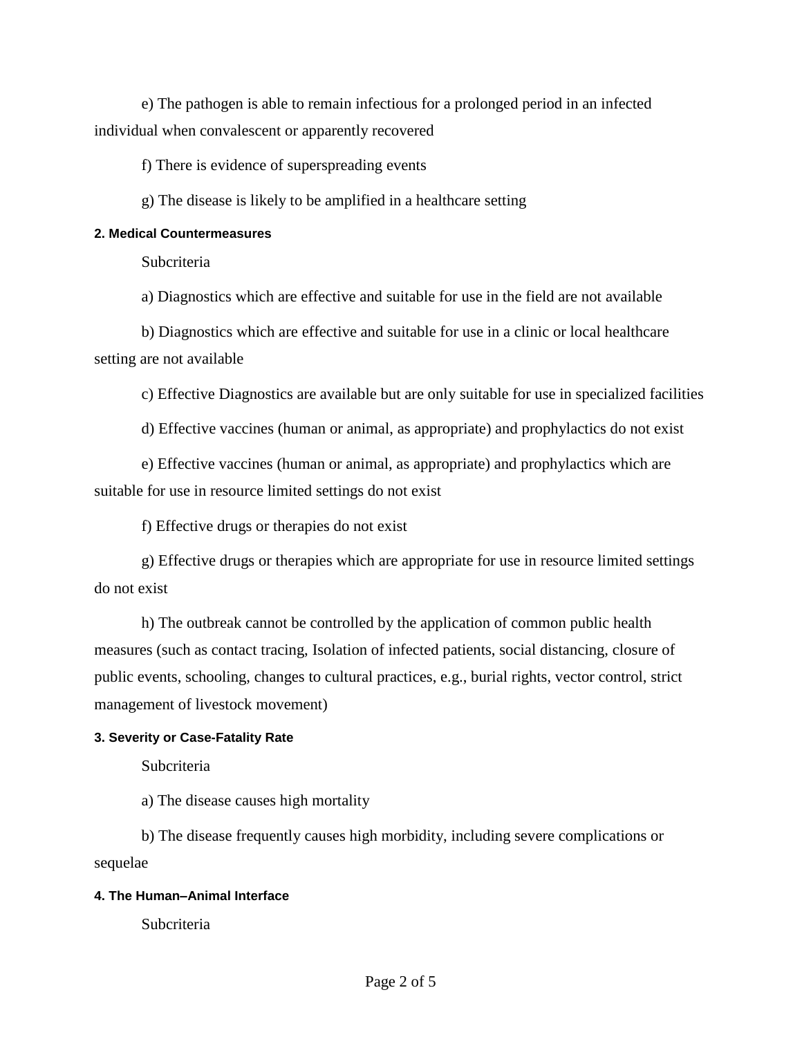e) The pathogen is able to remain infectious for a prolonged period in an infected individual when convalescent or apparently recovered

f) There is evidence of superspreading events

g) The disease is likely to be amplified in a healthcare setting

#### 2. Medical Countermeasures

Subcriteria

a) Diagnostics which are effective and suitable for use in the field are not available

b) Diagnostics which are effective and suitable for use in a clinic or local healthcare setting are not available

c) Effective Diagnostics are available but are only suitable for use in specialized facilities

d) Effective vaccines (human or animal, as appropriate) and prophylactics do not exist

e) Effective vaccines (human or animal, as appropriate) and prophylactics which are suitable for use in resource limited settings do not exist

f) Effective drugs or therapies do not exist

g) Effective drugs or therapies which are appropriate for use in resource limited settings do not exist

h) The outbreak cannot be controlled by the application of common public health measures (such as contact tracing, Isolation of infected patients, social distancing, closure of public events, schooling, changes to cultural practices, e.g., burial rights, vector control, strict management of livestock movement)

#### 3. Severity or Case-Fatality Rate

Subcriteria

a) The disease causes high mortality

b) The disease frequently causes high morbidity, including severe complications or sequelae

#### 4. The Human–Animal Interface

Subcriteria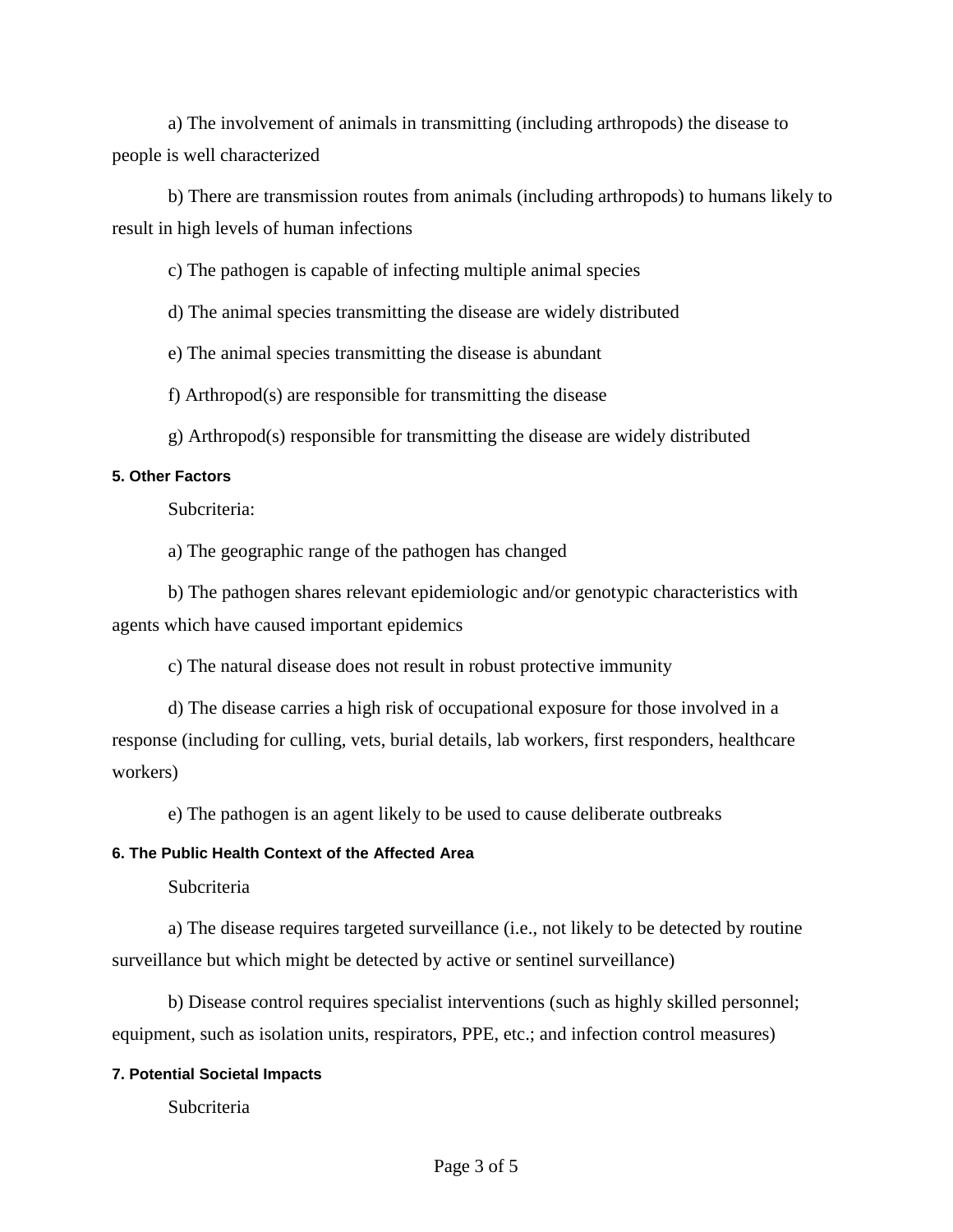a) The involvement of animals in transmitting (including arthropods) the disease to people is well characterized

b) There are transmission routes from animals (including arthropods) to humans likely to result in high levels of human infections

c) The pathogen is capable of infecting multiple animal species

d) The animal species transmitting the disease are widely distributed

e) The animal species transmitting the disease is abundant

f) Arthropod(s) are responsible for transmitting the disease

g) Arthropod(s) responsible for transmitting the disease are widely distributed

#### 5. Other Factors

Subcriteria:

a) The geographic range of the pathogen has changed

b) The pathogen shares relevant epidemiologic and/or genotypic characteristics with agents which have caused important epidemics

c) The natural disease does not result in robust protective immunity

d) The disease carries a high risk of occupational exposure for those involved in a response (including for culling, vets, burial details, lab workers, first responders, healthcare workers)

e) The pathogen is an agent likely to be used to cause deliberate outbreaks

#### 6. The Public Health Context of the Affected Area

Subcriteria

a) The disease requires targeted surveillance (i.e., not likely to be detected by routine surveillance but which might be detected by active or sentinel surveillance)

b) Disease control requires specialist interventions (such as highly skilled personnel; equipment, such as isolation units, respirators, PPE, etc.; and infection control measures)

#### 7. Potential Societal Impacts

Subcriteria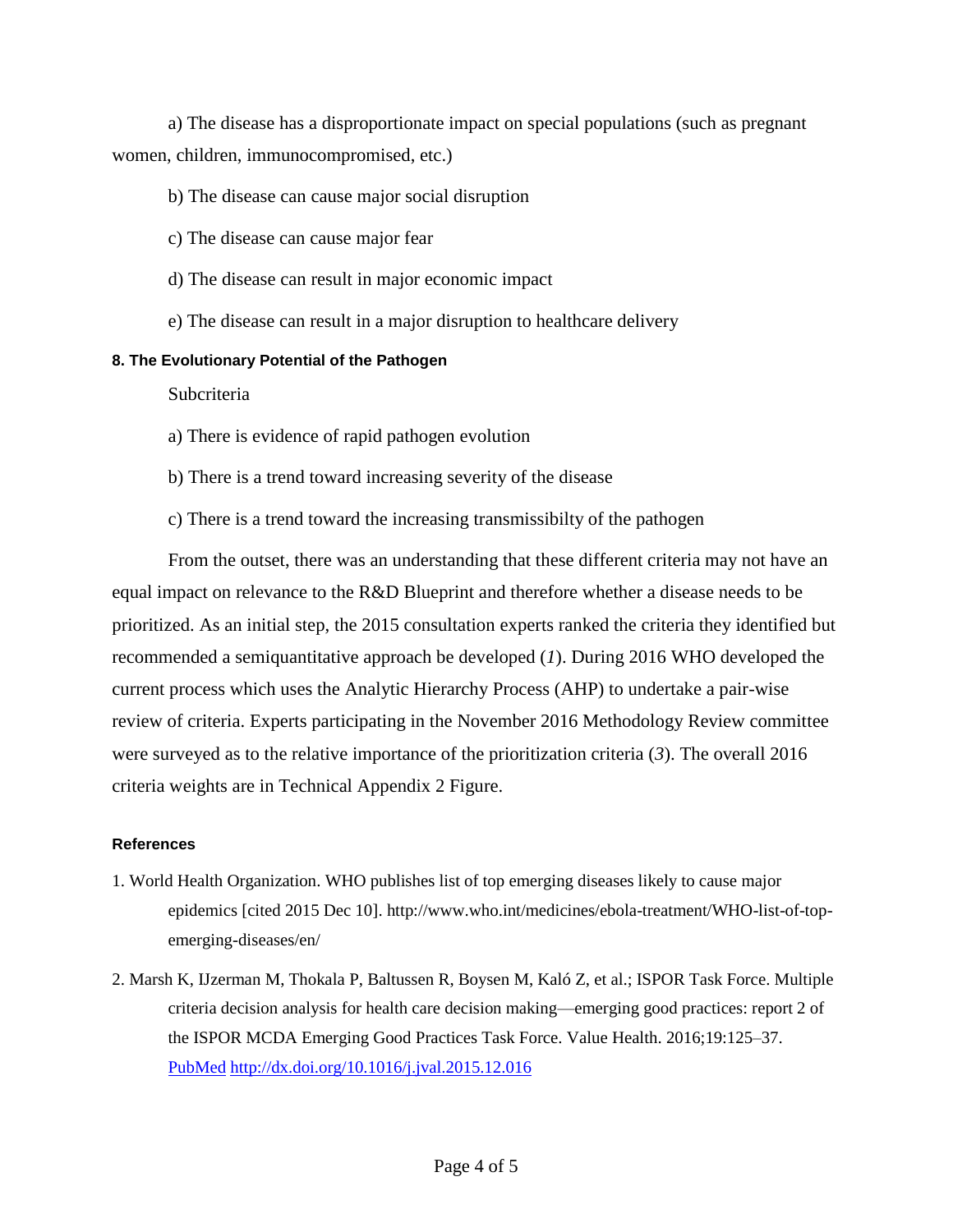a) The disease has a disproportionate impact on special populations (such as pregnant women, children, immunocompromised, etc.)

b) The disease can cause major social disruption

c) The disease can cause major fear

d) The disease can result in major economic impact

e) The disease can result in a major disruption to healthcare delivery

#### 8. The Evolutionary Potential of the Pathogen

Subcriteria

a) There is evidence of rapid pathogen evolution

b) There is a trend toward increasing severity of the disease

c) There is a trend toward the increasing transmissibilty of the pathogen

From the outset, there was an understanding that these different criteria may not have an equal impact on relevance to the R&D Blueprint and therefore whether a disease needs to be prioritized. As an initial step, the 2015 consultation experts ranked the criteria they identified but recommended a semiquantitative approach be developed (*1*). During 2016 WHO developed the current process which uses the Analytic Hierarchy Process (AHP) to undertake a pair-wise review of criteria. Experts participating in the November 2016 Methodology Review committee were surveyed as to the relative importance of the prioritization criteria (*3*). The overall 2016 criteria weights are in Technical Appendix 2 Figure.

#### References

1. World Health Organization. WHO publishes list of top emerging diseases likely to cause major epidemics [cited 2015 Dec 10]. http://www.who.int/medicines/ebola-treatment/WHO-list-of-top-emerging-diseases/en/

2. Marsh K, IJzerman M, Thokala P, Baltussen R, Boysen M, Kaló Z, et al.; ISPOR Task Force. Multiple criteria decision analysis for health care decision making—emerging good practices: report 2 of the ISPOR MCDA Emerging Good Practices Task Force. Value Health. 2016;19:125–37. PubMed http://dx.doi.org/10.1016/j.jval.2015.12.016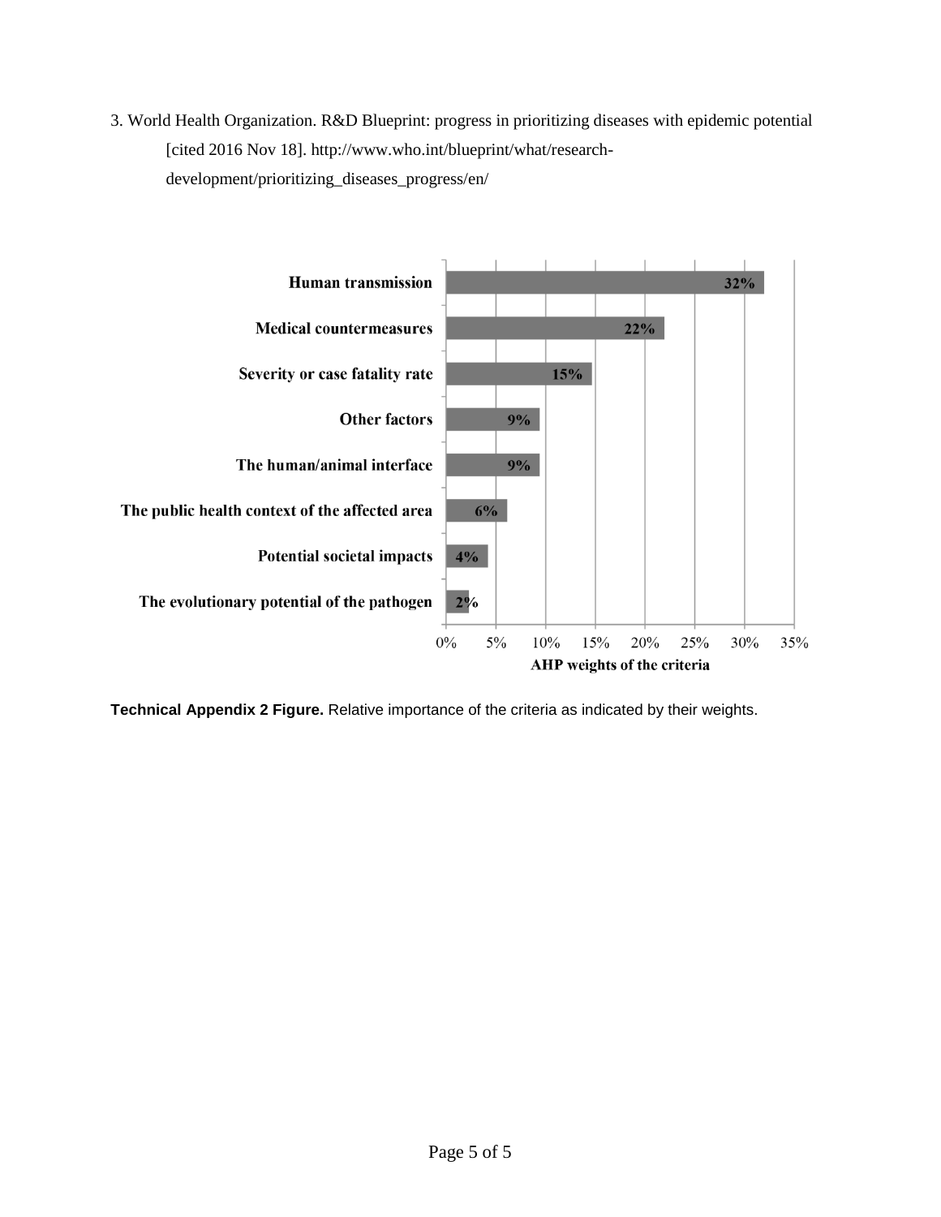3. World Health Organization. R&D Blueprint: progress in prioritizing diseases with epidemic potential [cited 2016 Nov 18]. http://www.who.int/blueprint/what/research-development/prioritizing_diseases_progress/en/

Human transmission
32%
Medical countermeasures
22%
Severity or case fatality rate
15%
Other factors
9%
The human/animal interface
9%
The public health context of the affected area
6%
Potential societal impacts
4%
The evolutionary potential of the pathogen
2%

0% 5% 10% 15% 20% 25% 30% 35%

AHP weights of the criteria

**Technical Appendix 2 Figure.** Relative importance of the criteria as indicated by their weights.